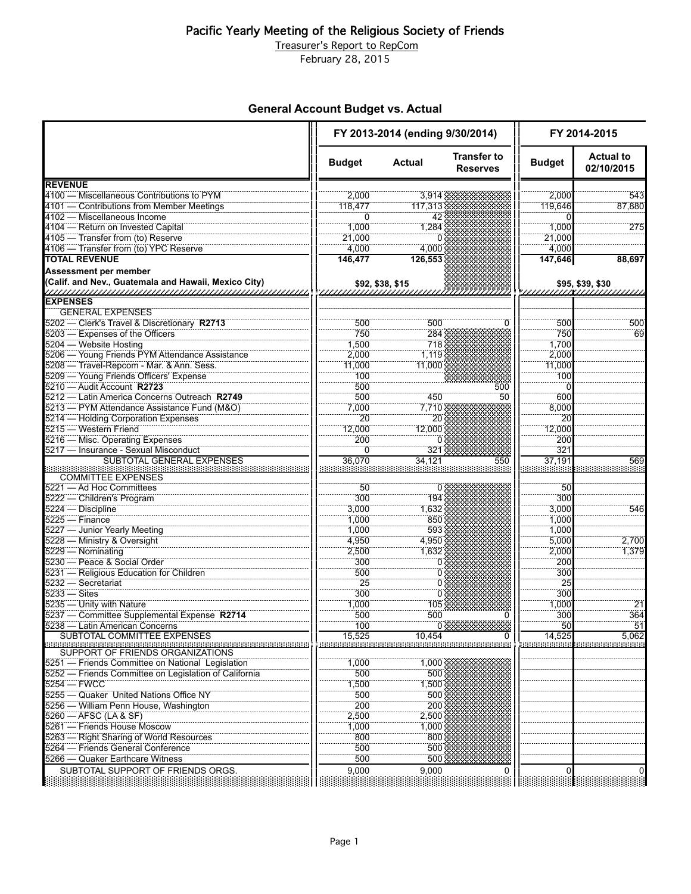# Pacific Yearly Meeting of the Religious Society of Friends

Treasurer's Report to RepCom

February 28, 2015

## General Account Budget vs. Actual

| | FY 2013-2014 (ending 9/30/2014) | | | FY 2014-2015 | |
|---|---|---|---|---|---|
| | Budget | Actual | Transfer to Reserves | Budget | Actual to 02/10/2015 |
| **REVENUE** | | | | | |
| 4100 — Miscellaneous Contributions to PYM | 2,000 | 3,914 | | 2,000 | 543 |
| 4101 — Contributions from Member Meetings | 118,477 | 117,313 | | 119,646 | 87,880 |
| 4102 — Miscellaneous Income | 0 | 42 | | 0 | |
| 4104 — Return on Invested Capital | 1,000 | 1,284 | | 1,000 | 275 |
| 4105 — Transfer from (to) Reserve | 21,000 | 0 | | 21,000 | |
| 4106 — Transfer from (to) YPC Reserve | 4,000 | 4,000 | | 4,000 | |
| **TOTAL REVENUE** | **146,477** | **126,553** | | **147,646** | **88,697** |
| **Assessment per member** | | | | | |
| **(Calif. and Nev., Guatemala and Hawaii, Mexico City)** | **$92, $38, $15** | | | **$95, $39, $30** | |
| **EXPENSES** | | | | | |
| GENERAL EXPENSES | | | | | |
| 5202 — Clerk's Travel & Discretionary **R2713** | 500 | 500 | 0 | 500 | 500 |
| 5203 — Expenses of the Officers | 750 | 284 | | 750 | 69 |
| 5204 — Website Hosting | 1,500 | 718 | | 1,700 | |
| 5206 — Young Friends PYM Attendance Assistance | 2,000 | 1,119 | | 2,000 | |
| 5208 — Travel-Repcom - Mar. & Ann. Sess. | 11,000 | 11,000 | | 11,000 | |
| 5209 — Young Friends Officers' Expense | 100 | | | 100 | |
| 5210 — Audit Account **R2723** | 500 | | 500 | 0 | |
| 5212 — Latin America Concerns Outreach **R2749** | 500 | 450 | 50 | 600 | |
| 5213 — PYM Attendance Assistance Fund (M&O) | 7,000 | 7,710 | | 8,000 | |
| 5214 — Holding Corporation Expenses | 20 | 20 | | 20 | |
| 5215 — Western Friend | 12,000 | 12,000 | | 12,000 | |
| 5216 — Misc. Operating Expenses | 200 | 0 | | 200 | |
| 5217 — Insurance - Sexual Misconduct | 0 | 321 | | 321 | |
| SUBTOTAL GENERAL EXPENSES | 36,070 | 34,121 | 550 | 37,191 | 569 |
| COMMITTEE EXPENSES | | | | | |
| 5221 — Ad Hoc Committees | 50 | 0 | | 50 | |
| 5222 — Children's Program | 300 | 194 | | 300 | |
| 5224 — Discipline | 3,000 | 1,632 | | 3,000 | 546 |
| 5225 — Finance | 1,000 | 850 | | 1,000 | |
| 5227 — Junior Yearly Meeting | 1,000 | 593 | | 1,000 | |
| 5228 — Ministry & Oversight | 4,950 | 4,950 | | 5,000 | 2,700 |
| 5229 — Nominating | 2,500 | 1,632 | | 2,000 | 1,379 |
| 5230 — Peace & Social Order | 300 | 0 | | 200 | |
| 5231 — Religious Education for Children | 500 | 0 | | 300 | |
| 5232 — Secretariat | 25 | 0 | | 25 | |
| 5233 — Sites | 300 | 0 | | 300 | |
| 5235 — Unity with Nature | 1,000 | 105 | | 1,000 | 21 |
| 5237 — Committee Supplemental Expense **R2714** | 500 | 500 | 0 | 300 | 364 |
| 5238 — Latin American Concerns | 100 | 0 | | 50 | 51 |
| SUBTOTAL COMMITTEE EXPENSES | 15,525 | 10,454 | 0 | 14,525 | 5,062 |
| SUPPORT OF FRIENDS ORGANIZATIONS | | | | | |
| 5251 — Friends Committee on National Legislation | 1,000 | 1,000 | | | |
| 5252 — Friends Committee on Legislation of California | 500 | 500 | | | |
| 5254 — FWCC | 1,500 | 1,500 | | | |
| 5255 — Quaker United Nations Office NY | 500 | 500 | | | |
| 5256 — William Penn House, Washington | 200 | 200 | | | |
| 5260 — AFSC (LA & SF) | 2,500 | 2,500 | | | |
| 5261 — Friends House Moscow | 1,000 | 1,000 | | | |
| 5263 — Right Sharing of World Resources | 800 | 800 | | | |
| 5264 — Friends General Conference | 500 | 500 | | | |
| 5266 — Quaker Earthcare Witness | 500 | 500 | | | |
| SUBTOTAL SUPPORT OF FRIENDS ORGS. | 9,000 | 9,000 | 0 | 0 | 0 |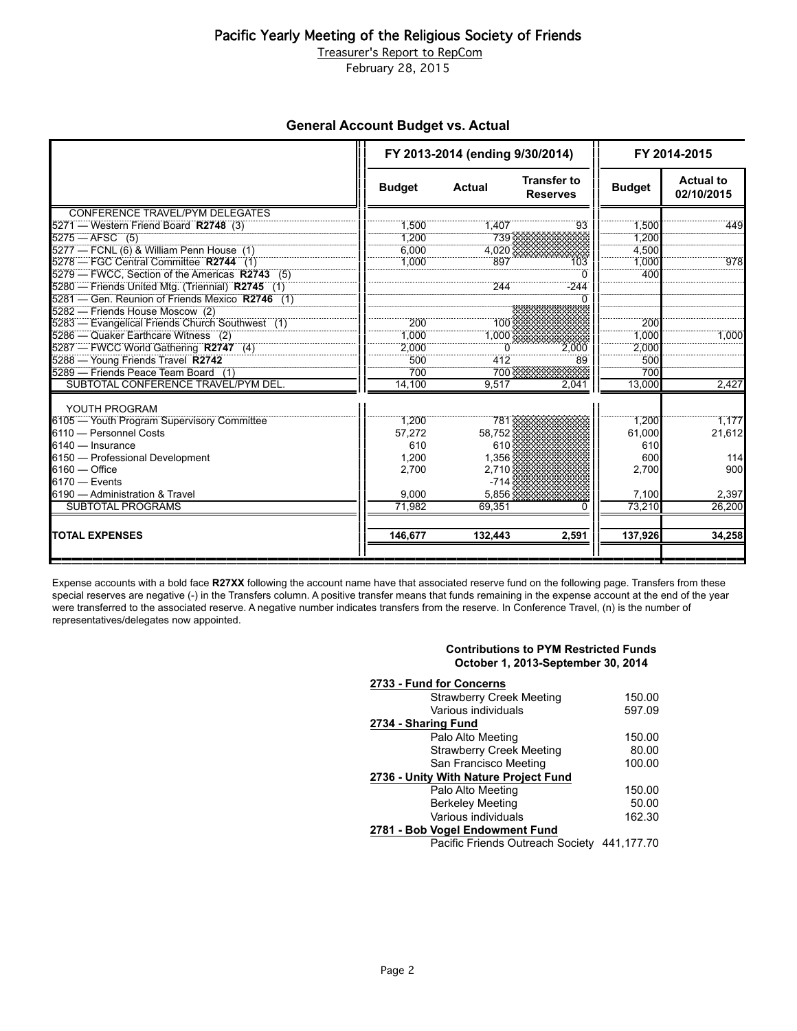# Pacific Yearly Meeting of the Religious Society of Friends

Treasurer's Report to RepCom

February 28, 2015

## General Account Budget vs. Actual

| | FY 2013-2014 (ending 9/30/2014) | | | FY 2014-2015 | |
|---|---|---|---|---|---|
| | Budget | Actual | Transfer to Reserves | Budget | Actual to 02/10/2015 |
| CONFERENCE TRAVEL/PYM DELEGATES | | | | | |
| 5271 — Western Friend Board **R2748** (3) | 1,500 | 1,407 | 93 | 1,500 | 449 |
| 5275 — AFSC (5) | 1,200 | 739 | | 1,200 | |
| 5277 — FCNL (6) & William Penn House (1) | 6,000 | 4,020 | | 4,500 | |
| 5278 — FGC Central Committee **R2744** (1) | 1,000 | 897 | 103 | 1,000 | 978 |
| 5279 — FWCC, Section of the Americas **R2743** (5) | | | 0 | 400 | |
| 5280 — Friends United Mtg. (Triennial) **R2745** (1) | | 244 | -244 | | |
| 5281 — Gen. Reunion of Friends Mexico **R2746** (1) | | | 0 | | |
| 5282 — Friends House Moscow (2) | | | | | |
| 5283 — Evangelical Friends Church Southwest (1) | 200 | 100 | | 200 | |
| 5286 — Quaker Earthcare Witness (2) | 1,000 | 1,000 | | 1,000 | 1,000 |
| 5287 — FWCC World Gathering **R2747** (4) | 2,000 | 0 | 2,000 | 2,000 | |
| 5288 — Young Friends Travel **R2742** | 500 | 412 | 89 | 500 | |
| 5289 — Friends Peace Team Board (1) | 700 | 700 | | 700 | |
| SUBTOTAL CONFERENCE TRAVEL/PYM DEL. | 14,100 | 9,517 | 2,041 | 13,000 | 2,427 |
| YOUTH PROGRAM | | | | | |
| 6105 — Youth Program Supervisory Committee | 1,200 | 781 | | 1,200 | 1,177 |
| 6110 — Personnel Costs | 57,272 | 58,752 | | 61,000 | 21,612 |
| 6140 — Insurance | 610 | 610 | | 610 | |
| 6150 — Professional Development | 1,200 | 1,356 | | 600 | 114 |
| 6160 — Office | 2,700 | 2,710 | | 2,700 | 900 |
| 6170 — Events | | -714 | | | |
| 6190 — Administration & Travel | 9,000 | 5,856 | | 7,100 | 2,397 |
| SUBTOTAL PROGRAMS | 71,982 | 69,351 | 0 | 73,210 | 26,200 |
| **TOTAL EXPENSES** | **146,677** | **132,443** | **2,591** | **137,926** | **34,258** |

Expense accounts with a bold face **R27XX** following the account name have that associated reserve fund on the following page. Transfers from these special reserves are negative (-) in the Transfers column. A positive transfer means that funds remaining in the expense account at the end of the year were transferred to the associated reserve. A negative number indicates transfers from the reserve. In Conference Travel, (n) is the number of representatives/delegates now appointed.

### Contributions to PYM Restricted Funds
### October 1, 2013-September 30, 2014

| Fund / Contributor | Amount |
|---|---|
| **2733 - Fund for Concerns** | |
| Strawberry Creek Meeting | 150.00 |
| Various individuals | 597.09 |
| **2734 - Sharing Fund** | |
| Palo Alto Meeting | 150.00 |
| Strawberry Creek Meeting | 80.00 |
| San Francisco Meeting | 100.00 |
| **2736 - Unity With Nature Project Fund** | |
| Palo Alto Meeting | 150.00 |
| Berkeley Meeting | 50.00 |
| Various individuals | 162.30 |
| **2781 - Bob Vogel Endowment Fund** | |
| Pacific Friends Outreach Society | 441,177.70 |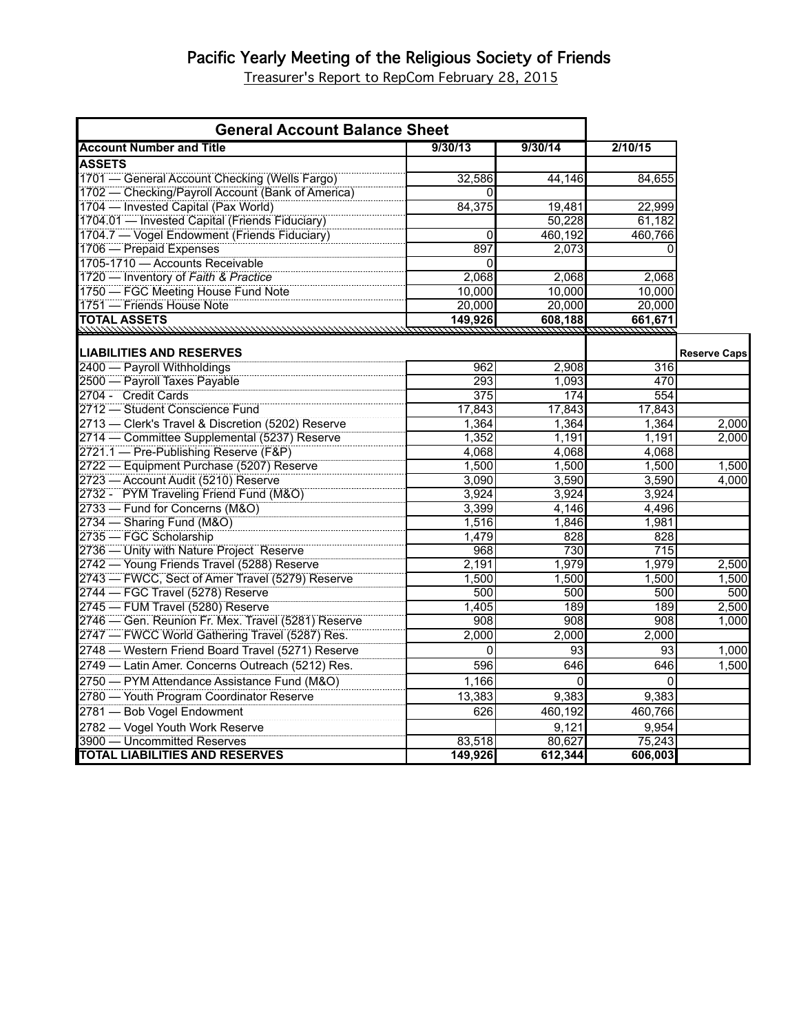# Pacific Yearly Meeting of the Religious Society of Friends

Treasurer's Report to RepCom February 28, 2015

| General Account Balance Sheet | | | | |
|---|---|---|---|---|
| **Account Number and Title** | **9/30/13** | **9/30/14** | **2/10/15** | |
| **ASSETS** | | | | |
| 1701 — General Account Checking (Wells Fargo) | 32,586 | 44,146 | 84,655 | |
| 1702 — Checking/Payroll Account (Bank of America) | 0 | | | |
| 1704 — Invested Capital (Pax World) | 84,375 | 19,481 | 22,999 | |
| 1704.01 — Invested Capital (Friends Fiduciary) | | 50,228 | 61,182 | |
| 1704.7 — Vogel Endowment (Friends Fiduciary) | 0 | 460,192 | 460,766 | |
| 1706 — Prepaid Expenses | 897 | 2,073 | 0 | |
| 1705-1710 — Accounts Receivable | 0 | | | |
| 1720 — Inventory of *Faith & Practice* | 2,068 | 2,068 | 2,068 | |
| 1750 — FGC Meeting House Fund Note | 10,000 | 10,000 | 10,000 | |
| 1751 — Friends House Note | 20,000 | 20,000 | 20,000 | |
| **TOTAL ASSETS** | **149,926** | **608,188** | **661,671** | |
| **LIABILITIES AND RESERVES** | | | | **Reserve Caps** |
| 2400 — Payroll Withholdings | 962 | 2,908 | 316 | |
| 2500 — Payroll Taxes Payable | 293 | 1,093 | 470 | |
| 2704 - Credit Cards | 375 | 174 | 554 | |
| 2712 — Student Conscience Fund | 17,843 | 17,843 | 17,843 | |
| 2713 — Clerk's Travel & Discretion (5202) Reserve | 1,364 | 1,364 | 1,364 | 2,000 |
| 2714 — Committee Supplemental (5237) Reserve | 1,352 | 1,191 | 1,191 | 2,000 |
| 2721.1 — Pre-Publishing Reserve (F&P) | 4,068 | 4,068 | 4,068 | |
| 2722 — Equipment Purchase (5207) Reserve | 1,500 | 1,500 | 1,500 | 1,500 |
| 2723 — Account Audit (5210) Reserve | 3,090 | 3,590 | 3,590 | 4,000 |
| 2732 - PYM Traveling Friend Fund (M&O) | 3,924 | 3,924 | 3,924 | |
| 2733 — Fund for Concerns (M&O) | 3,399 | 4,146 | 4,496 | |
| 2734 — Sharing Fund (M&O) | 1,516 | 1,846 | 1,981 | |
| 2735 — FGC Scholarship | 1,479 | 828 | 828 | |
| 2736 — Unity with Nature Project Reserve | 968 | 730 | 715 | |
| 2742 — Young Friends Travel (5288) Reserve | 2,191 | 1,979 | 1,979 | 2,500 |
| 2743 — FWCC, Sect of Amer Travel (5279) Reserve | 1,500 | 1,500 | 1,500 | 1,500 |
| 2744 — FGC Travel (5278) Reserve | 500 | 500 | 500 | 500 |
| 2745 — FUM Travel (5280) Reserve | 1,405 | 189 | 189 | 2,500 |
| 2746 — Gen. Reunion Fr. Mex. Travel (5281) Reserve | 908 | 908 | 908 | 1,000 |
| 2747 — FWCC World Gathering Travel (5287) Res. | 2,000 | 2,000 | 2,000 | |
| 2748 — Western Friend Board Travel (5271) Reserve | 0 | 93 | 93 | 1,000 |
| 2749 — Latin Amer. Concerns Outreach (5212) Res. | 596 | 646 | 646 | 1,500 |
| 2750 — PYM Attendance Assistance Fund (M&O) | 1,166 | 0 | 0 | |
| 2780 — Youth Program Coordinator Reserve | 13,383 | 9,383 | 9,383 | |
| 2781 — Bob Vogel Endowment | 626 | 460,192 | 460,766 | |
| 2782 — Vogel Youth Work Reserve | | 9,121 | 9,954 | |
| 3900 — Uncommitted Reserves | 83,518 | 80,627 | 75,243 | |
| **TOTAL LIABILITIES AND RESERVES** | **149,926** | **612,344** | **606,003** | |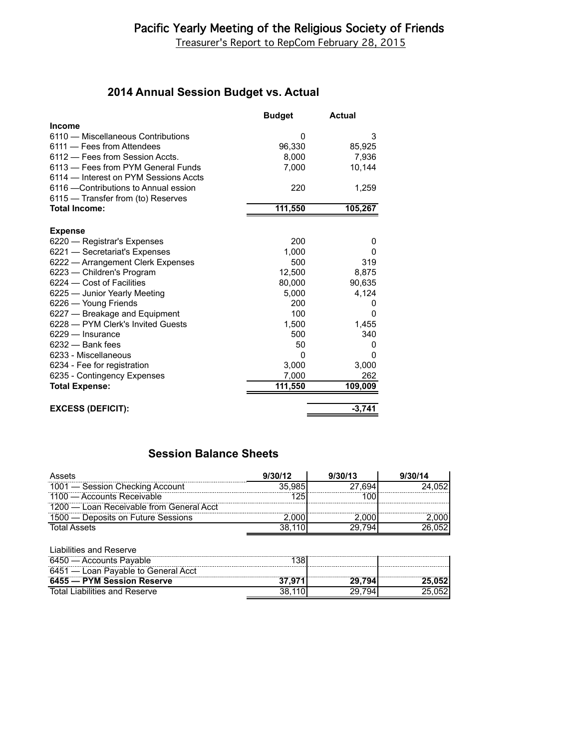# Pacific Yearly Meeting of the Religious Society of Friends

Treasurer's Report to RepCom February 28, 2015

## 2014 Annual Session Budget vs. Actual

| | Budget | Actual |
|---|---|---|
| **Income** | | |
| 6110 — Miscellaneous Contributions | 0 | 3 |
| 6111 — Fees from Attendees | 96,330 | 85,925 |
| 6112 — Fees from Session Accts. | 8,000 | 7,936 |
| 6113 — Fees from PYM General Funds | 7,000 | 10,144 |
| 6114 — Interest on PYM Sessions Accts | | |
| 6116 —Contributions to Annual ession | 220 | 1,259 |
| 6115 — Transfer from (to) Reserves | | |
| **Total Income:** | **111,550** | **105,267** |
| **Expense** | | |
| 6220 — Registrar's Expenses | 200 | 0 |
| 6221 — Secretariat's Expenses | 1,000 | 0 |
| 6222 — Arrangement Clerk Expenses | 500 | 319 |
| 6223 — Children's Program | 12,500 | 8,875 |
| 6224 — Cost of Facilities | 80,000 | 90,635 |
| 6225 — Junior Yearly Meeting | 5,000 | 4,124 |
| 6226 — Young Friends | 200 | 0 |
| 6227 — Breakage and Equipment | 100 | 0 |
| 6228 — PYM Clerk's Invited Guests | 1,500 | 1,455 |
| 6229 — Insurance | 500 | 340 |
| 6232 — Bank fees | 50 | 0 |
| 6233 - Miscellaneous | 0 | 0 |
| 6234 - Fee for registration | 3,000 | 3,000 |
| 6235 - Contingency Expenses | 7,000 | 262 |
| **Total Expense:** | **111,550** | **109,009** |
| **EXCESS (DEFICIT):** | | **-3,741** |

## Session Balance Sheets

| Assets | 9/30/12 | 9/30/13 | 9/30/14 |
|---|---|---|---|
| 1001 — Session Checking Account | 35,985 | 27,694 | 24,052 |
| 1100 — Accounts Receivable | 125 | 100 | |
| 1200 — Loan Receivable from General Acct | | | |
| 1500 — Deposits on Future Sessions | 2,000 | 2,000 | 2,000 |
| Total Assets | 38,110 | 29,794 | 26,052 |
| Liabilities and Reserve | | | |
| 6450 — Accounts Payable | 138 | | |
| 6451 — Loan Payable to General Acct | | | |
| **6455 — PYM Session Reserve** | **37,971** | **29,794** | **25,052** |
| Total Liabilities and Reserve | 38,110 | 29,794 | 25,052 |